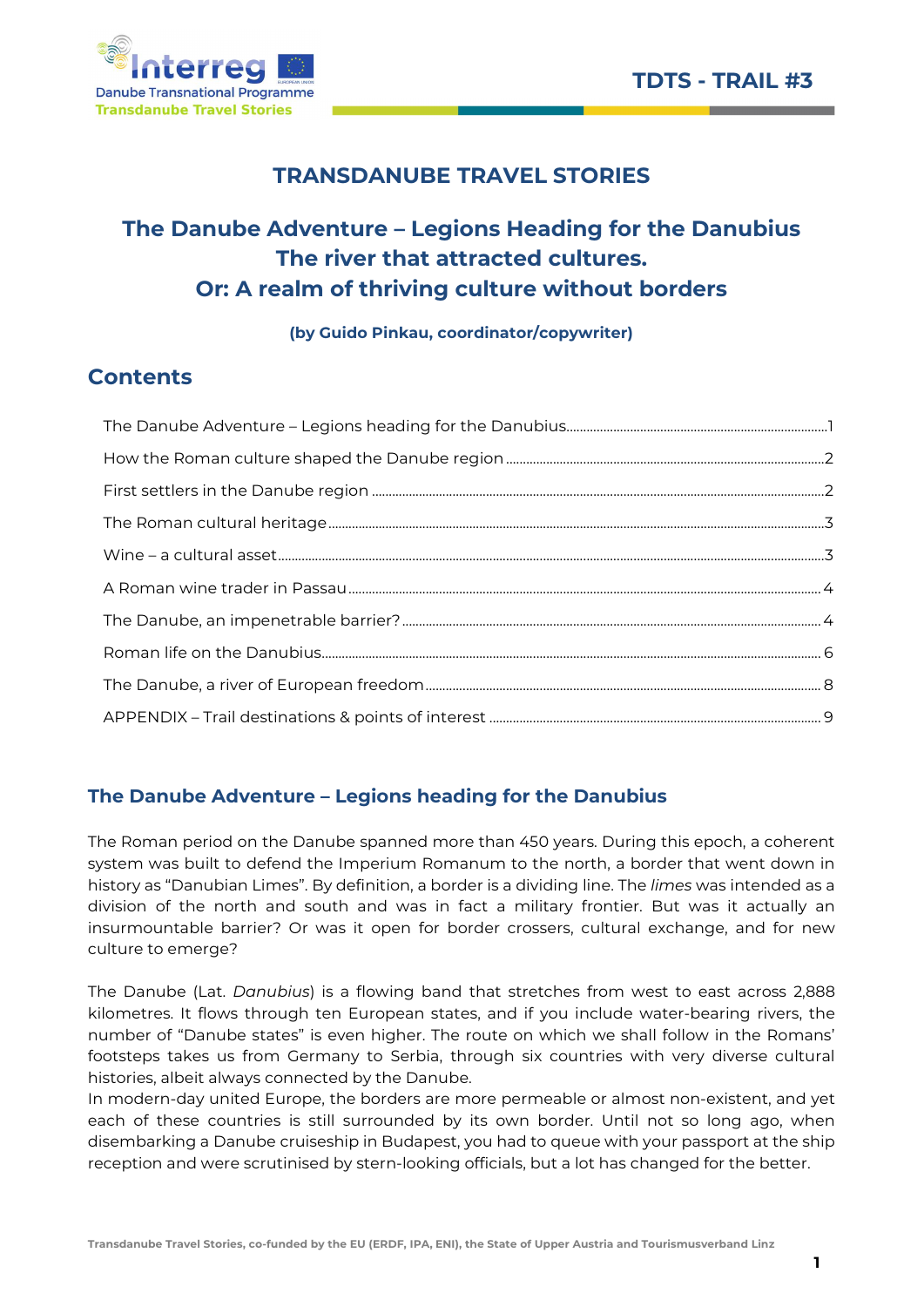# TRANSDANUBE TRAVEL STORIES

## The Danube Adventure – Legions Heading for the Danubius
## The river that attracted cultures.
## Or: A realm of thriving culture without borders

**(by Guido Pinkau, coordinator/copywriter)**

## Contents

The Danube Adventure – Legions heading for the Danubius ....................1
How the Roman culture shaped the Danube region ....................2
First settlers in the Danube region ....................2
The Roman cultural heritage ....................3
Wine – a cultural asset ....................3
A Roman wine trader in Passau ....................4
The Danube, an impenetrable barrier? ....................4
Roman life on the Danubius ....................6
The Danube, a river of European freedom ....................8
APPENDIX – Trail destinations & points of interest ....................9

## The Danube Adventure – Legions heading for the Danubius

The Roman period on the Danube spanned more than 450 years. During this epoch, a coherent system was built to defend the Imperium Romanum to the north, a border that went down in history as "Danubian Limes". By definition, a border is a dividing line. The *limes* was intended as a division of the north and south and was in fact a military frontier. But was it actually an insurmountable barrier? Or was it open for border crossers, cultural exchange, and for new culture to emerge?

The Danube (Lat. *Danubius*) is a flowing band that stretches from west to east across 2,888 kilometres. It flows through ten European states, and if you include water-bearing rivers, the number of "Danube states" is even higher. The route on which we shall follow in the Romans' footsteps takes us from Germany to Serbia, through six countries with very diverse cultural histories, albeit always connected by the Danube.
In modern-day united Europe, the borders are more permeable or almost non-existent, and yet each of these countries is still surrounded by its own border. Until not so long ago, when disembarking a Danube cruiseship in Budapest, you had to queue with your passport at the ship reception and were scrutinised by stern-looking officials, but a lot has changed for the better.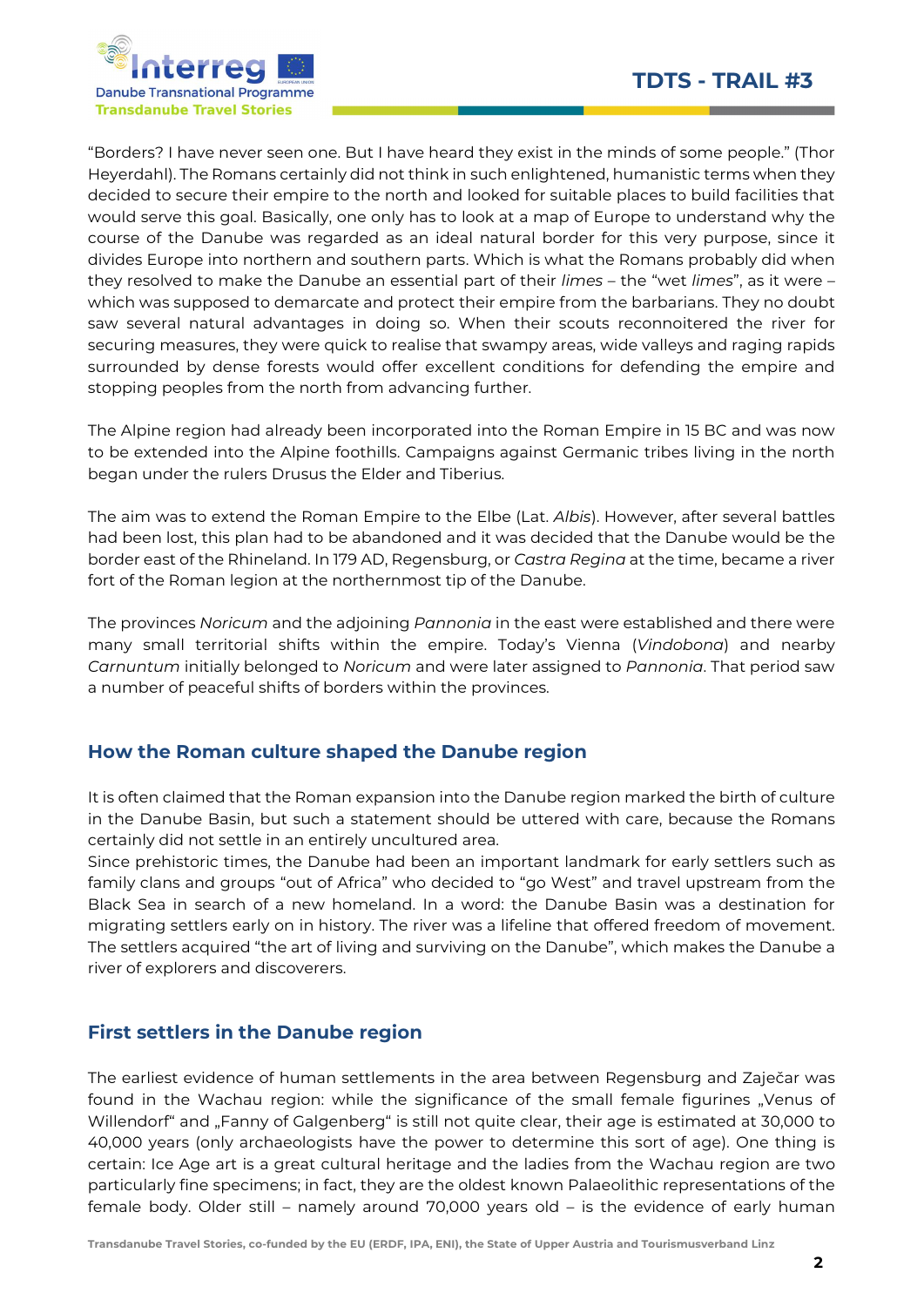"Borders? I have never seen one. But I have heard they exist in the minds of some people." (Thor Heyerdahl). The Romans certainly did not think in such enlightened, humanistic terms when they decided to secure their empire to the north and looked for suitable places to build facilities that would serve this goal. Basically, one only has to look at a map of Europe to understand why the course of the Danube was regarded as an ideal natural border for this very purpose, since it divides Europe into northern and southern parts. Which is what the Romans probably did when they resolved to make the Danube an essential part of their *limes* – the "wet *limes*", as it were – which was supposed to demarcate and protect their empire from the barbarians. They no doubt saw several natural advantages in doing so. When their scouts reconnoitered the river for securing measures, they were quick to realise that swampy areas, wide valleys and raging rapids surrounded by dense forests would offer excellent conditions for defending the empire and stopping peoples from the north from advancing further.

The Alpine region had already been incorporated into the Roman Empire in 15 BC and was now to be extended into the Alpine foothills. Campaigns against Germanic tribes living in the north began under the rulers Drusus the Elder and Tiberius.

The aim was to extend the Roman Empire to the Elbe (Lat. *Albis*). However, after several battles had been lost, this plan had to be abandoned and it was decided that the Danube would be the border east of the Rhineland. In 179 AD, Regensburg, or *Castra Regina* at the time, became a river fort of the Roman legion at the northernmost tip of the Danube.

The provinces *Noricum* and the adjoining *Pannonia* in the east were established and there were many small territorial shifts within the empire. Today's Vienna (*Vindobona*) and nearby *Carnuntum* initially belonged to *Noricum* and were later assigned to *Pannonia*. That period saw a number of peaceful shifts of borders within the provinces.

## How the Roman culture shaped the Danube region

It is often claimed that the Roman expansion into the Danube region marked the birth of culture in the Danube Basin, but such a statement should be uttered with care, because the Romans certainly did not settle in an entirely uncultured area.
Since prehistoric times, the Danube had been an important landmark for early settlers such as family clans and groups "out of Africa" who decided to "go West" and travel upstream from the Black Sea in search of a new homeland. In a word: the Danube Basin was a destination for migrating settlers early on in history. The river was a lifeline that offered freedom of movement. The settlers acquired "the art of living and surviving on the Danube", which makes the Danube a river of explorers and discoverers.

## First settlers in the Danube region

The earliest evidence of human settlements in the area between Regensburg and Zaječar was found in the Wachau region: while the significance of the small female figurines „Venus of Willendorf" and „Fanny of Galgenberg" is still not quite clear, their age is estimated at 30,000 to 40,000 years (only archaeologists have the power to determine this sort of age). One thing is certain: Ice Age art is a great cultural heritage and the ladies from the Wachau region are two particularly fine specimens; in fact, they are the oldest known Palaeolithic representations of the female body. Older still – namely around 70,000 years old – is the evidence of early human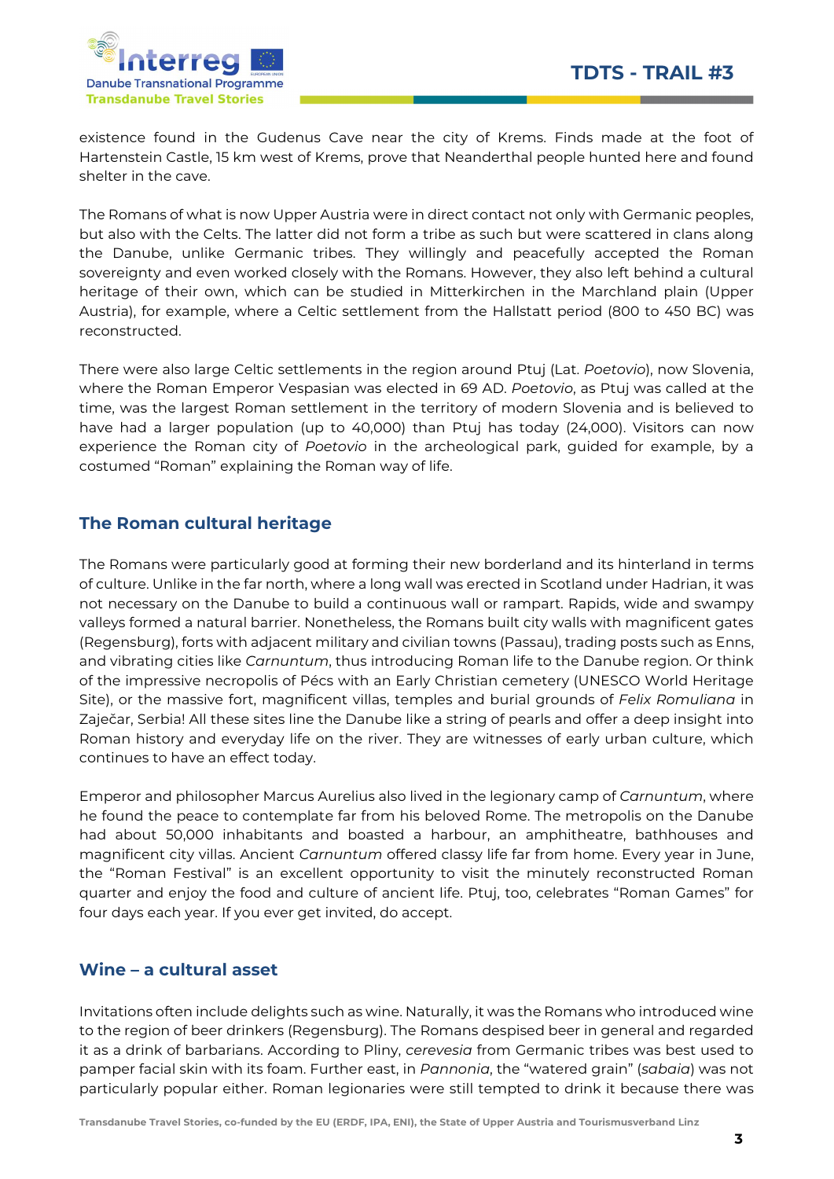existence found in the Gudenus Cave near the city of Krems. Finds made at the foot of Hartenstein Castle, 15 km west of Krems, prove that Neanderthal people hunted here and found shelter in the cave.

The Romans of what is now Upper Austria were in direct contact not only with Germanic peoples, but also with the Celts. The latter did not form a tribe as such but were scattered in clans along the Danube, unlike Germanic tribes. They willingly and peacefully accepted the Roman sovereignty and even worked closely with the Romans. However, they also left behind a cultural heritage of their own, which can be studied in Mitterkirchen in the Marchland plain (Upper Austria), for example, where a Celtic settlement from the Hallstatt period (800 to 450 BC) was reconstructed.

There were also large Celtic settlements in the region around Ptuj (Lat. *Poetovio*), now Slovenia, where the Roman Emperor Vespasian was elected in 69 AD. *Poetovio*, as Ptuj was called at the time, was the largest Roman settlement in the territory of modern Slovenia and is believed to have had a larger population (up to 40,000) than Ptuj has today (24,000). Visitors can now experience the Roman city of *Poetovio* in the archeological park, guided for example, by a costumed "Roman" explaining the Roman way of life.

## The Roman cultural heritage

The Romans were particularly good at forming their new borderland and its hinterland in terms of culture. Unlike in the far north, where a long wall was erected in Scotland under Hadrian, it was not necessary on the Danube to build a continuous wall or rampart. Rapids, wide and swampy valleys formed a natural barrier. Nonetheless, the Romans built city walls with magnificent gates (Regensburg), forts with adjacent military and civilian towns (Passau), trading posts such as Enns, and vibrating cities like *Carnuntum*, thus introducing Roman life to the Danube region. Or think of the impressive necropolis of Pécs with an Early Christian cemetery (UNESCO World Heritage Site), or the massive fort, magnificent villas, temples and burial grounds of *Felix Romuliana* in Zaječar, Serbia! All these sites line the Danube like a string of pearls and offer a deep insight into Roman history and everyday life on the river. They are witnesses of early urban culture, which continues to have an effect today.

Emperor and philosopher Marcus Aurelius also lived in the legionary camp of *Carnuntum*, where he found the peace to contemplate far from his beloved Rome. The metropolis on the Danube had about 50,000 inhabitants and boasted a harbour, an amphitheatre, bathhouses and magnificent city villas. Ancient *Carnuntum* offered classy life far from home. Every year in June, the "Roman Festival" is an excellent opportunity to visit the minutely reconstructed Roman quarter and enjoy the food and culture of ancient life. Ptuj, too, celebrates "Roman Games" for four days each year. If you ever get invited, do accept.

## Wine – a cultural asset

Invitations often include delights such as wine. Naturally, it was the Romans who introduced wine to the region of beer drinkers (Regensburg). The Romans despised beer in general and regarded it as a drink of barbarians. According to Pliny, *cerevesia* from Germanic tribes was best used to pamper facial skin with its foam. Further east, in *Pannonia*, the "watered grain" (*sabaia*) was not particularly popular either. Roman legionaries were still tempted to drink it because there was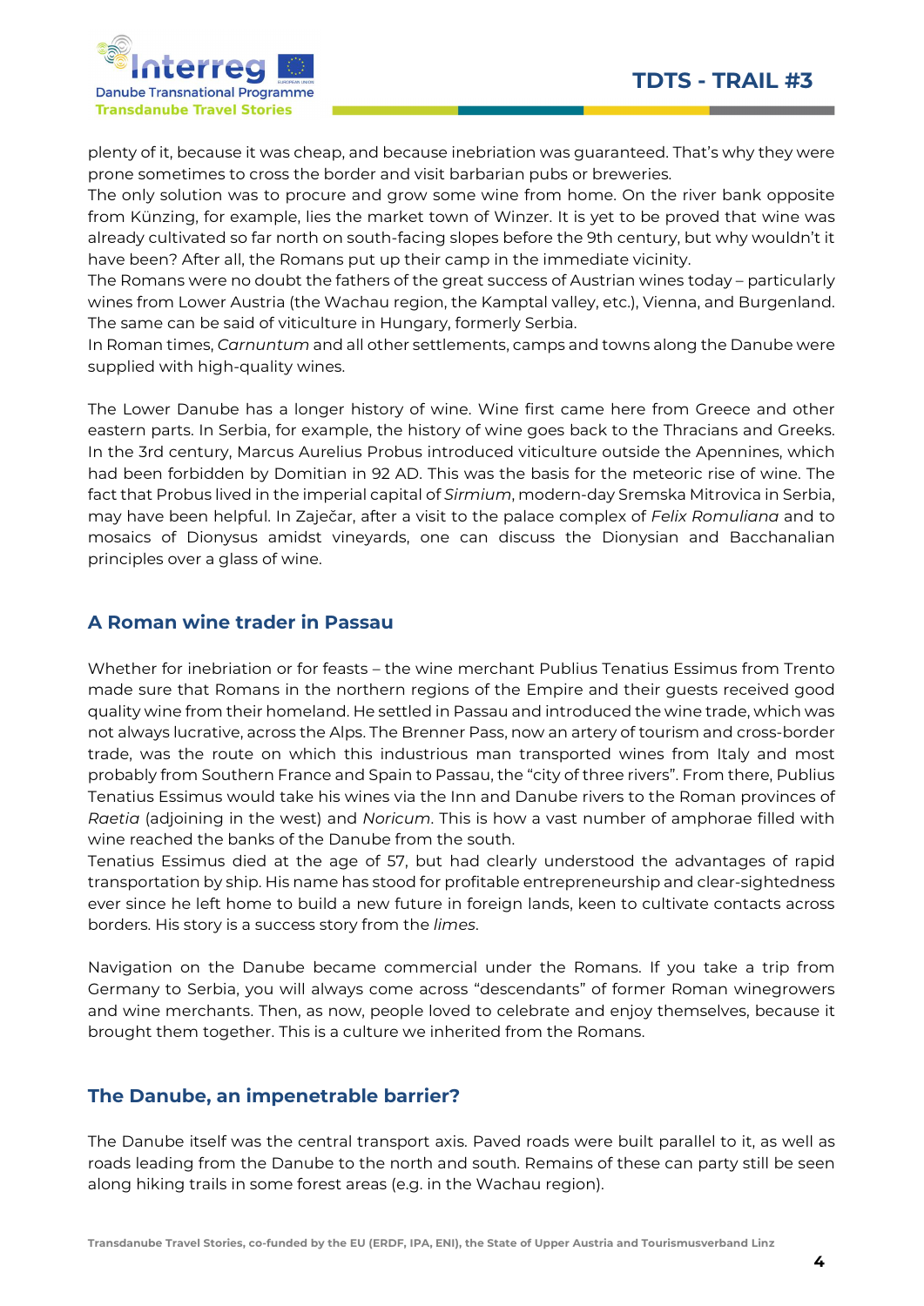plenty of it, because it was cheap, and because inebriation was guaranteed. That's why they were prone sometimes to cross the border and visit barbarian pubs or breweries.
The only solution was to procure and grow some wine from home. On the river bank opposite from Künzing, for example, lies the market town of Winzer. It is yet to be proved that wine was already cultivated so far north on south-facing slopes before the 9th century, but why wouldn't it have been? After all, the Romans put up their camp in the immediate vicinity.
The Romans were no doubt the fathers of the great success of Austrian wines today – particularly wines from Lower Austria (the Wachau region, the Kamptal valley, etc.), Vienna, and Burgenland. The same can be said of viticulture in Hungary, formerly Serbia.
In Roman times, *Carnuntum* and all other settlements, camps and towns along the Danube were supplied with high-quality wines.

The Lower Danube has a longer history of wine. Wine first came here from Greece and other eastern parts. In Serbia, for example, the history of wine goes back to the Thracians and Greeks. In the 3rd century, Marcus Aurelius Probus introduced viticulture outside the Apennines, which had been forbidden by Domitian in 92 AD. This was the basis for the meteoric rise of wine. The fact that Probus lived in the imperial capital of *Sirmium*, modern-day Sremska Mitrovica in Serbia, may have been helpful. In Zaječar, after a visit to the palace complex of *Felix Romuliana* and to mosaics of Dionysus amidst vineyards, one can discuss the Dionysian and Bacchanalian principles over a glass of wine.

## A Roman wine trader in Passau

Whether for inebriation or for feasts – the wine merchant Publius Tenatius Essimus from Trento made sure that Romans in the northern regions of the Empire and their guests received good quality wine from their homeland. He settled in Passau and introduced the wine trade, which was not always lucrative, across the Alps. The Brenner Pass, now an artery of tourism and cross-border trade, was the route on which this industrious man transported wines from Italy and most probably from Southern France and Spain to Passau, the "city of three rivers". From there, Publius Tenatius Essimus would take his wines via the Inn and Danube rivers to the Roman provinces of *Raetia* (adjoining in the west) and *Noricum*. This is how a vast number of amphorae filled with wine reached the banks of the Danube from the south.
Tenatius Essimus died at the age of 57, but had clearly understood the advantages of rapid transportation by ship. His name has stood for profitable entrepreneurship and clear-sightedness ever since he left home to build a new future in foreign lands, keen to cultivate contacts across borders. His story is a success story from the *limes*.

Navigation on the Danube became commercial under the Romans. If you take a trip from Germany to Serbia, you will always come across "descendants" of former Roman winegrowers and wine merchants. Then, as now, people loved to celebrate and enjoy themselves, because it brought them together. This is a culture we inherited from the Romans.

## The Danube, an impenetrable barrier?

The Danube itself was the central transport axis. Paved roads were built parallel to it, as well as roads leading from the Danube to the north and south. Remains of these can party still be seen along hiking trails in some forest areas (e.g. in the Wachau region).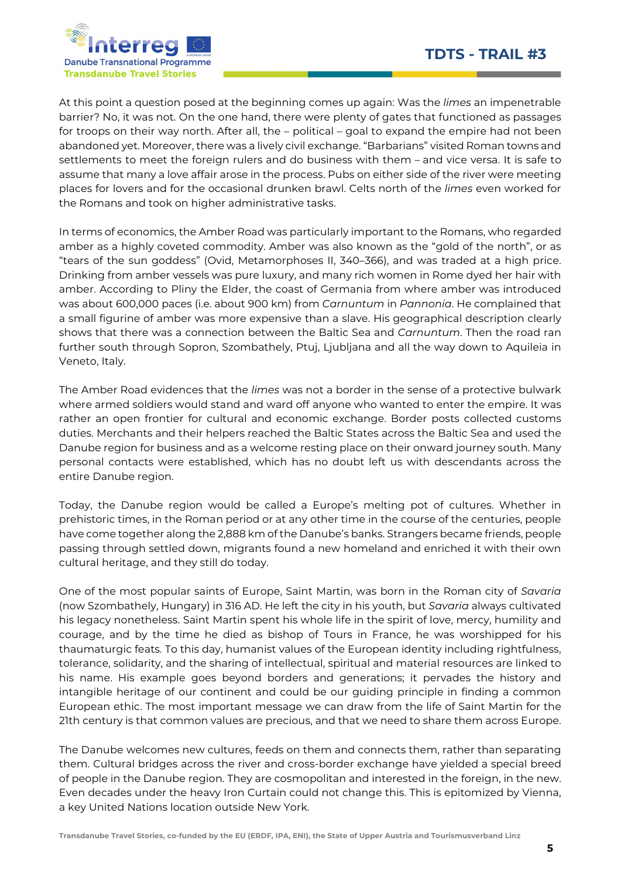At this point a question posed at the beginning comes up again: Was the *limes* an impenetrable barrier? No, it was not. On the one hand, there were plenty of gates that functioned as passages for troops on their way north. After all, the – political – goal to expand the empire had not been abandoned yet. Moreover, there was a lively civil exchange. "Barbarians" visited Roman towns and settlements to meet the foreign rulers and do business with them – and vice versa. It is safe to assume that many a love affair arose in the process. Pubs on either side of the river were meeting places for lovers and for the occasional drunken brawl. Celts north of the *limes* even worked for the Romans and took on higher administrative tasks.

In terms of economics, the Amber Road was particularly important to the Romans, who regarded amber as a highly coveted commodity. Amber was also known as the "gold of the north", or as "tears of the sun goddess" (Ovid, Metamorphoses II, 340–366), and was traded at a high price. Drinking from amber vessels was pure luxury, and many rich women in Rome dyed her hair with amber. According to Pliny the Elder, the coast of Germania from where amber was introduced was about 600,000 paces (i.e. about 900 km) from *Carnuntum* in *Pannonia*. He complained that a small figurine of amber was more expensive than a slave. His geographical description clearly shows that there was a connection between the Baltic Sea and *Carnuntum*. Then the road ran further south through Sopron, Szombathely, Ptuj, Ljubljana and all the way down to Aquileia in Veneto, Italy.

The Amber Road evidences that the *limes* was not a border in the sense of a protective bulwark where armed soldiers would stand and ward off anyone who wanted to enter the empire. It was rather an open frontier for cultural and economic exchange. Border posts collected customs duties. Merchants and their helpers reached the Baltic States across the Baltic Sea and used the Danube region for business and as a welcome resting place on their onward journey south. Many personal contacts were established, which has no doubt left us with descendants across the entire Danube region.

Today, the Danube region would be called a Europe's melting pot of cultures. Whether in prehistoric times, in the Roman period or at any other time in the course of the centuries, people have come together along the 2,888 km of the Danube's banks. Strangers became friends, people passing through settled down, migrants found a new homeland and enriched it with their own cultural heritage, and they still do today.

One of the most popular saints of Europe, Saint Martin, was born in the Roman city of *Savaria* (now Szombathely, Hungary) in 316 AD. He left the city in his youth, but *Savaria* always cultivated his legacy nonetheless. Saint Martin spent his whole life in the spirit of love, mercy, humility and courage, and by the time he died as bishop of Tours in France, he was worshipped for his thaumaturgic feats. To this day, humanist values of the European identity including rightfulness, tolerance, solidarity, and the sharing of intellectual, spiritual and material resources are linked to his name. His example goes beyond borders and generations; it pervades the history and intangible heritage of our continent and could be our guiding principle in finding a common European ethic. The most important message we can draw from the life of Saint Martin for the 21th century is that common values are precious, and that we need to share them across Europe.

The Danube welcomes new cultures, feeds on them and connects them, rather than separating them. Cultural bridges across the river and cross-border exchange have yielded a special breed of people in the Danube region. They are cosmopolitan and interested in the foreign, in the new. Even decades under the heavy Iron Curtain could not change this. This is epitomized by Vienna, a key United Nations location outside New York.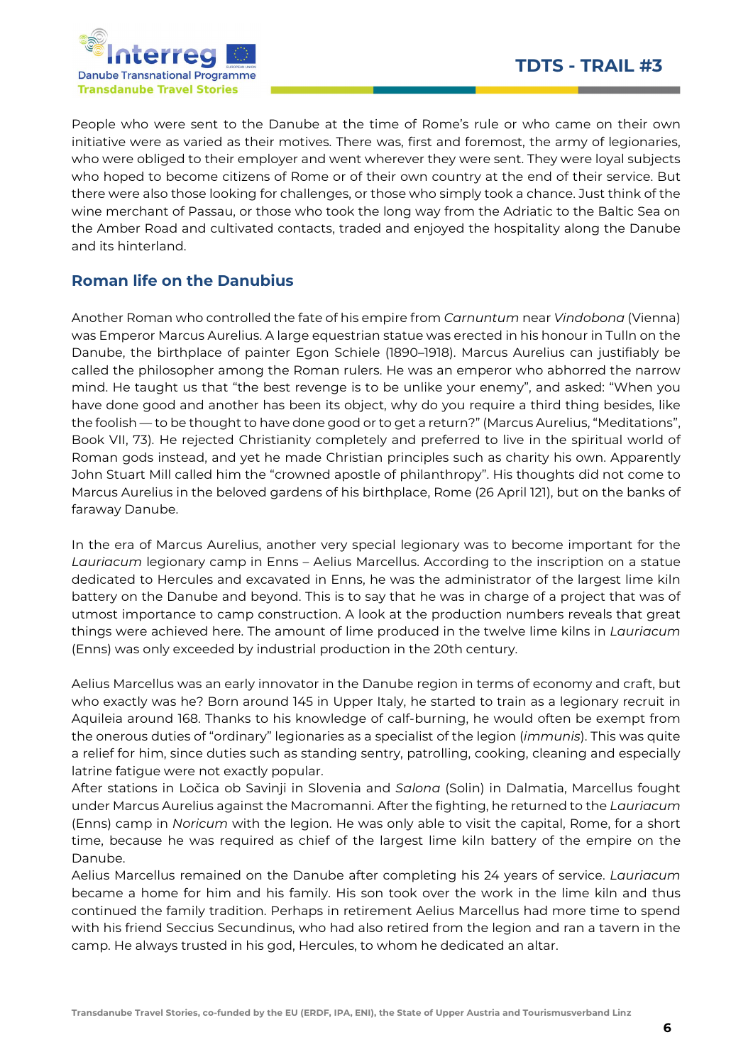People who were sent to the Danube at the time of Rome's rule or who came on their own initiative were as varied as their motives. There was, first and foremost, the army of legionaries, who were obliged to their employer and went wherever they were sent. They were loyal subjects who hoped to become citizens of Rome or of their own country at the end of their service. But there were also those looking for challenges, or those who simply took a chance. Just think of the wine merchant of Passau, or those who took the long way from the Adriatic to the Baltic Sea on the Amber Road and cultivated contacts, traded and enjoyed the hospitality along the Danube and its hinterland.

## Roman life on the Danubius

Another Roman who controlled the fate of his empire from *Carnuntum* near *Vindobona* (Vienna) was Emperor Marcus Aurelius. A large equestrian statue was erected in his honour in Tulln on the Danube, the birthplace of painter Egon Schiele (1890–1918). Marcus Aurelius can justifiably be called the philosopher among the Roman rulers. He was an emperor who abhorred the narrow mind. He taught us that "the best revenge is to be unlike your enemy", and asked: "When you have done good and another has been its object, why do you require a third thing besides, like the foolish — to be thought to have done good or to get a return?" (Marcus Aurelius, "Meditations", Book VII, 73). He rejected Christianity completely and preferred to live in the spiritual world of Roman gods instead, and yet he made Christian principles such as charity his own. Apparently John Stuart Mill called him the "crowned apostle of philanthropy". His thoughts did not come to Marcus Aurelius in the beloved gardens of his birthplace, Rome (26 April 121), but on the banks of faraway Danube.

In the era of Marcus Aurelius, another very special legionary was to become important for the *Lauriacum* legionary camp in Enns – Aelius Marcellus. According to the inscription on a statue dedicated to Hercules and excavated in Enns, he was the administrator of the largest lime kiln battery on the Danube and beyond. This is to say that he was in charge of a project that was of utmost importance to camp construction. A look at the production numbers reveals that great things were achieved here. The amount of lime produced in the twelve lime kilns in *Lauriacum* (Enns) was only exceeded by industrial production in the 20th century.

Aelius Marcellus was an early innovator in the Danube region in terms of economy and craft, but who exactly was he? Born around 145 in Upper Italy, he started to train as a legionary recruit in Aquileia around 168. Thanks to his knowledge of calf-burning, he would often be exempt from the onerous duties of "ordinary" legionaries as a specialist of the legion (*immunis*). This was quite a relief for him, since duties such as standing sentry, patrolling, cooking, cleaning and especially latrine fatigue were not exactly popular.
After stations in Ločica ob Savinji in Slovenia and *Salona* (Solin) in Dalmatia, Marcellus fought under Marcus Aurelius against the Macromanni. After the fighting, he returned to the *Lauriacum* (Enns) camp in *Noricum* with the legion. He was only able to visit the capital, Rome, for a short time, because he was required as chief of the largest lime kiln battery of the empire on the Danube.
Aelius Marcellus remained on the Danube after completing his 24 years of service. *Lauriacum* became a home for him and his family. His son took over the work in the lime kiln and thus continued the family tradition. Perhaps in retirement Aelius Marcellus had more time to spend with his friend Seccius Secundinus, who had also retired from the legion and ran a tavern in the camp. He always trusted in his god, Hercules, to whom he dedicated an altar.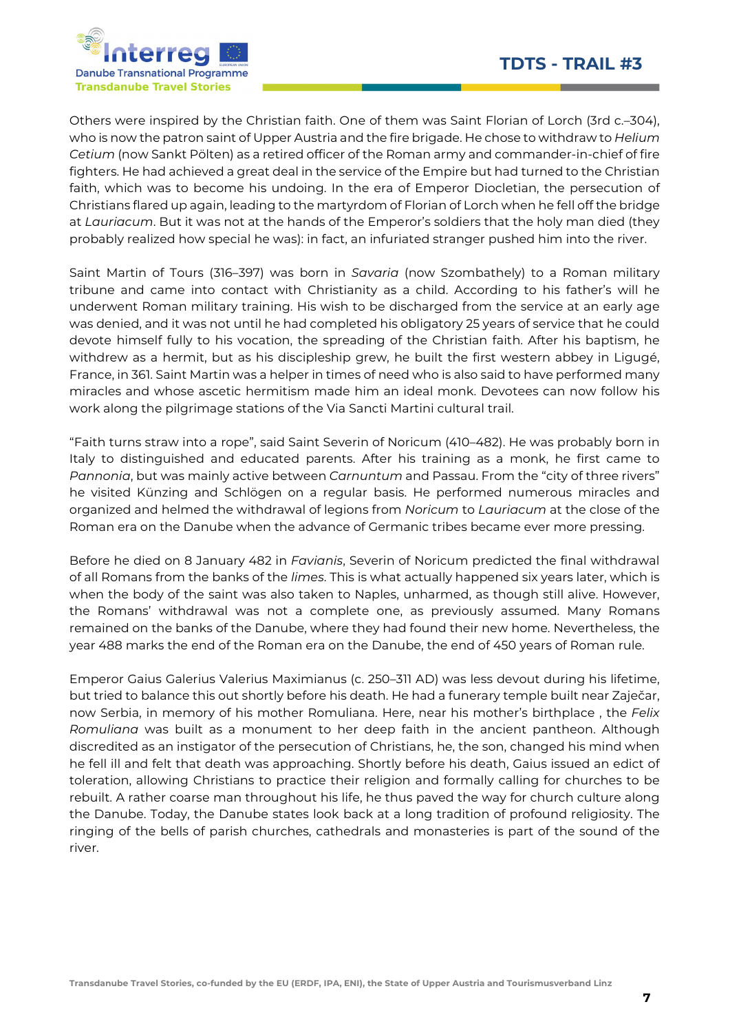Others were inspired by the Christian faith. One of them was Saint Florian of Lorch (3rd c.–304), who is now the patron saint of Upper Austria and the fire brigade. He chose to withdraw to *Helium Cetium* (now Sankt Pölten) as a retired officer of the Roman army and commander-in-chief of fire fighters. He had achieved a great deal in the service of the Empire but had turned to the Christian faith, which was to become his undoing. In the era of Emperor Diocletian, the persecution of Christians flared up again, leading to the martyrdom of Florian of Lorch when he fell off the bridge at *Lauriacum*. But it was not at the hands of the Emperor's soldiers that the holy man died (they probably realized how special he was): in fact, an infuriated stranger pushed him into the river.

Saint Martin of Tours (316–397) was born in *Savaria* (now Szombathely) to a Roman military tribune and came into contact with Christianity as a child. According to his father's will he underwent Roman military training. His wish to be discharged from the service at an early age was denied, and it was not until he had completed his obligatory 25 years of service that he could devote himself fully to his vocation, the spreading of the Christian faith. After his baptism, he withdrew as a hermit, but as his discipleship grew, he built the first western abbey in Ligugé, France, in 361. Saint Martin was a helper in times of need who is also said to have performed many miracles and whose ascetic hermitism made him an ideal monk. Devotees can now follow his work along the pilgrimage stations of the Via Sancti Martini cultural trail.

"Faith turns straw into a rope", said Saint Severin of Noricum (410–482). He was probably born in Italy to distinguished and educated parents. After his training as a monk, he first came to *Pannonia*, but was mainly active between *Carnuntum* and Passau. From the "city of three rivers" he visited Künzing and Schlögen on a regular basis. He performed numerous miracles and organized and helmed the withdrawal of legions from *Noricum* to *Lauriacum* at the close of the Roman era on the Danube when the advance of Germanic tribes became ever more pressing.

Before he died on 8 January 482 in *Favianis*, Severin of Noricum predicted the final withdrawal of all Romans from the banks of the *limes*. This is what actually happened six years later, which is when the body of the saint was also taken to Naples, unharmed, as though still alive. However, the Romans' withdrawal was not a complete one, as previously assumed. Many Romans remained on the banks of the Danube, where they had found their new home. Nevertheless, the year 488 marks the end of the Roman era on the Danube, the end of 450 years of Roman rule.

Emperor Gaius Galerius Valerius Maximianus (c. 250–311 AD) was less devout during his lifetime, but tried to balance this out shortly before his death. He had a funerary temple built near Zaječar, now Serbia, in memory of his mother Romuliana. Here, near his mother's birthplace , the *Felix Romuliana* was built as a monument to her deep faith in the ancient pantheon. Although discredited as an instigator of the persecution of Christians, he, the son, changed his mind when he fell ill and felt that death was approaching. Shortly before his death, Gaius issued an edict of toleration, allowing Christians to practice their religion and formally calling for churches to be rebuilt. A rather coarse man throughout his life, he thus paved the way for church culture along the Danube. Today, the Danube states look back at a long tradition of profound religiosity. The ringing of the bells of parish churches, cathedrals and monasteries is part of the sound of the river.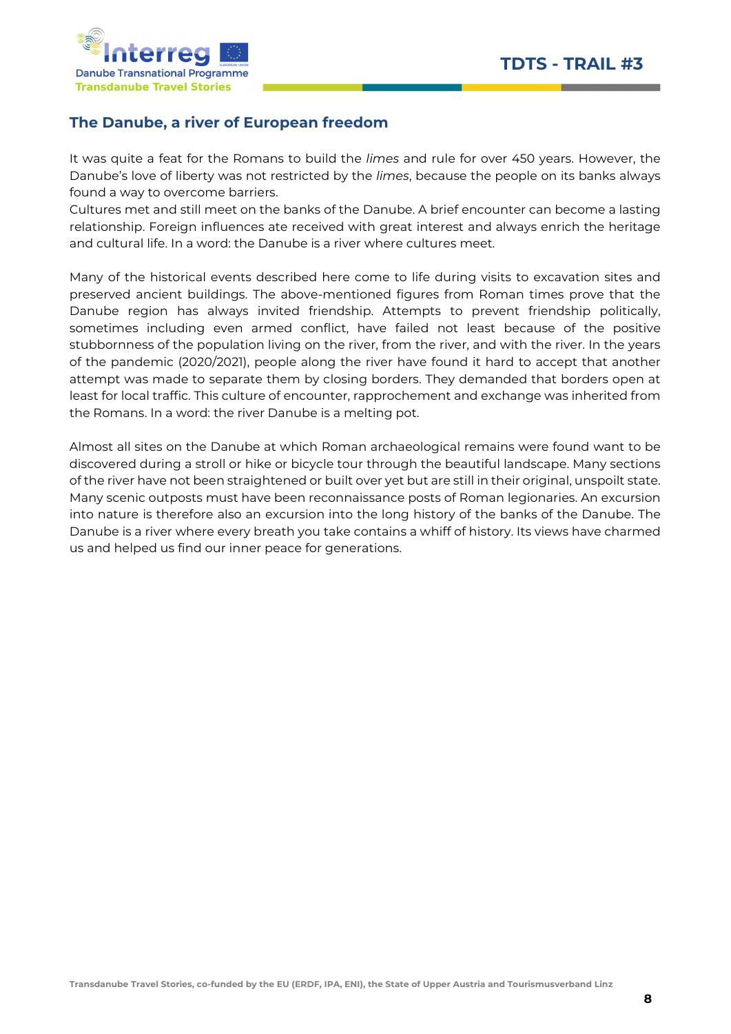## The Danube, a river of European freedom

It was quite a feat for the Romans to build the *limes* and rule for over 450 years. However, the Danube's love of liberty was not restricted by the *limes*, because the people on its banks always found a way to overcome barriers.
Cultures met and still meet on the banks of the Danube. A brief encounter can become a lasting relationship. Foreign influences ate received with great interest and always enrich the heritage and cultural life. In a word: the Danube is a river where cultures meet.

Many of the historical events described here come to life during visits to excavation sites and preserved ancient buildings. The above-mentioned figures from Roman times prove that the Danube region has always invited friendship. Attempts to prevent friendship politically, sometimes including even armed conflict, have failed not least because of the positive stubbornness of the population living on the river, from the river, and with the river. In the years of the pandemic (2020/2021), people along the river have found it hard to accept that another attempt was made to separate them by closing borders. They demanded that borders open at least for local traffic. This culture of encounter, rapprochement and exchange was inherited from the Romans. In a word: the river Danube is a melting pot.

Almost all sites on the Danube at which Roman archaeological remains were found want to be discovered during a stroll or hike or bicycle tour through the beautiful landscape. Many sections of the river have not been straightened or built over yet but are still in their original, unspoilt state. Many scenic outposts must have been reconnaissance posts of Roman legionaries. An excursion into nature is therefore also an excursion into the long history of the banks of the Danube. The Danube is a river where every breath you take contains a whiff of history. Its views have charmed us and helped us find our inner peace for generations.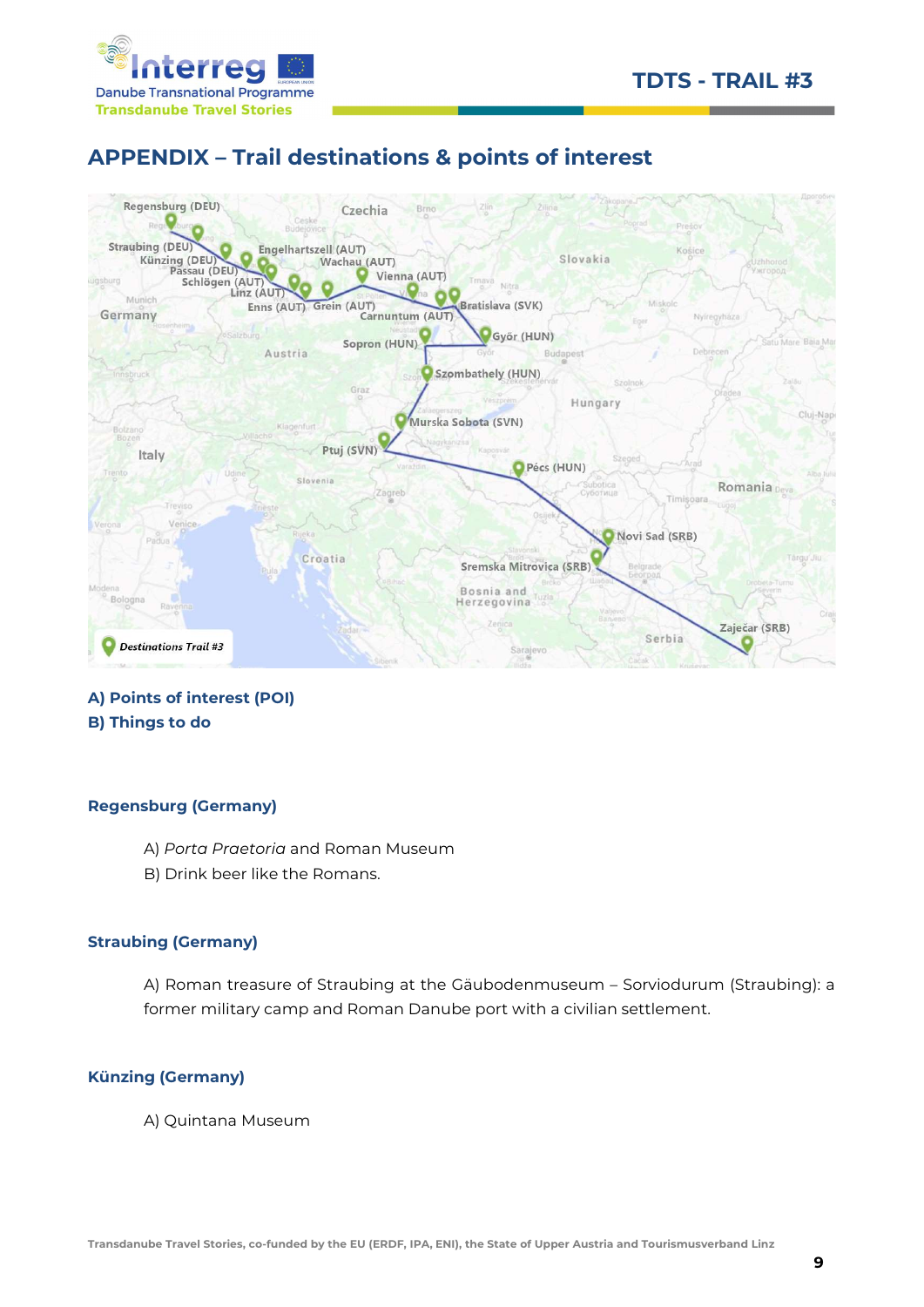## APPENDIX – Trail destinations & points of interest

**A) Points of interest (POI)**
**B) Things to do**

### Regensburg (Germany)

A) *Porta Praetoria* and Roman Museum
B) Drink beer like the Romans.

### Straubing (Germany)

A) Roman treasure of Straubing at the Gäubodenmuseum – Sorviodurum (Straubing): a former military camp and Roman Danube port with a civilian settlement.

### Künzing (Germany)

A) Quintana Museum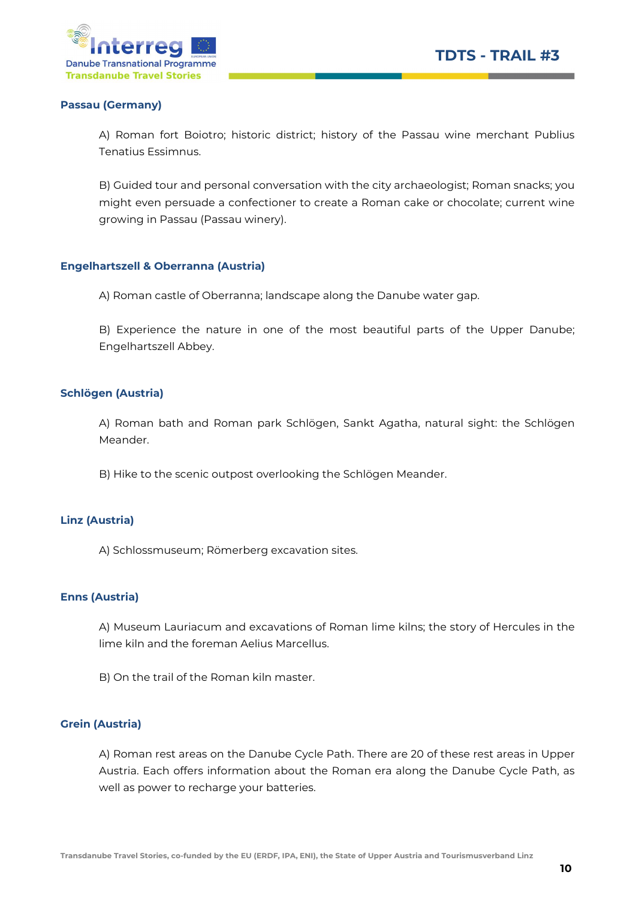### Passau (Germany)

A) Roman fort Boiotro; historic district; history of the Passau wine merchant Publius Tenatius Essimnus.

B) Guided tour and personal conversation with the city archaeologist; Roman snacks; you might even persuade a confectioner to create a Roman cake or chocolate; current wine growing in Passau (Passau winery).

### Engelhartszell & Oberranna (Austria)

A) Roman castle of Oberranna; landscape along the Danube water gap.

B) Experience the nature in one of the most beautiful parts of the Upper Danube; Engelhartszell Abbey.

### Schlögen (Austria)

A) Roman bath and Roman park Schlögen, Sankt Agatha, natural sight: the Schlögen Meander.

B) Hike to the scenic outpost overlooking the Schlögen Meander.

### Linz (Austria)

A) Schlossmuseum; Römerberg excavation sites.

### Enns (Austria)

A) Museum Lauriacum and excavations of Roman lime kilns; the story of Hercules in the lime kiln and the foreman Aelius Marcellus.

B) On the trail of the Roman kiln master.

### Grein (Austria)

A) Roman rest areas on the Danube Cycle Path. There are 20 of these rest areas in Upper Austria. Each offers information about the Roman era along the Danube Cycle Path, as well as power to recharge your batteries.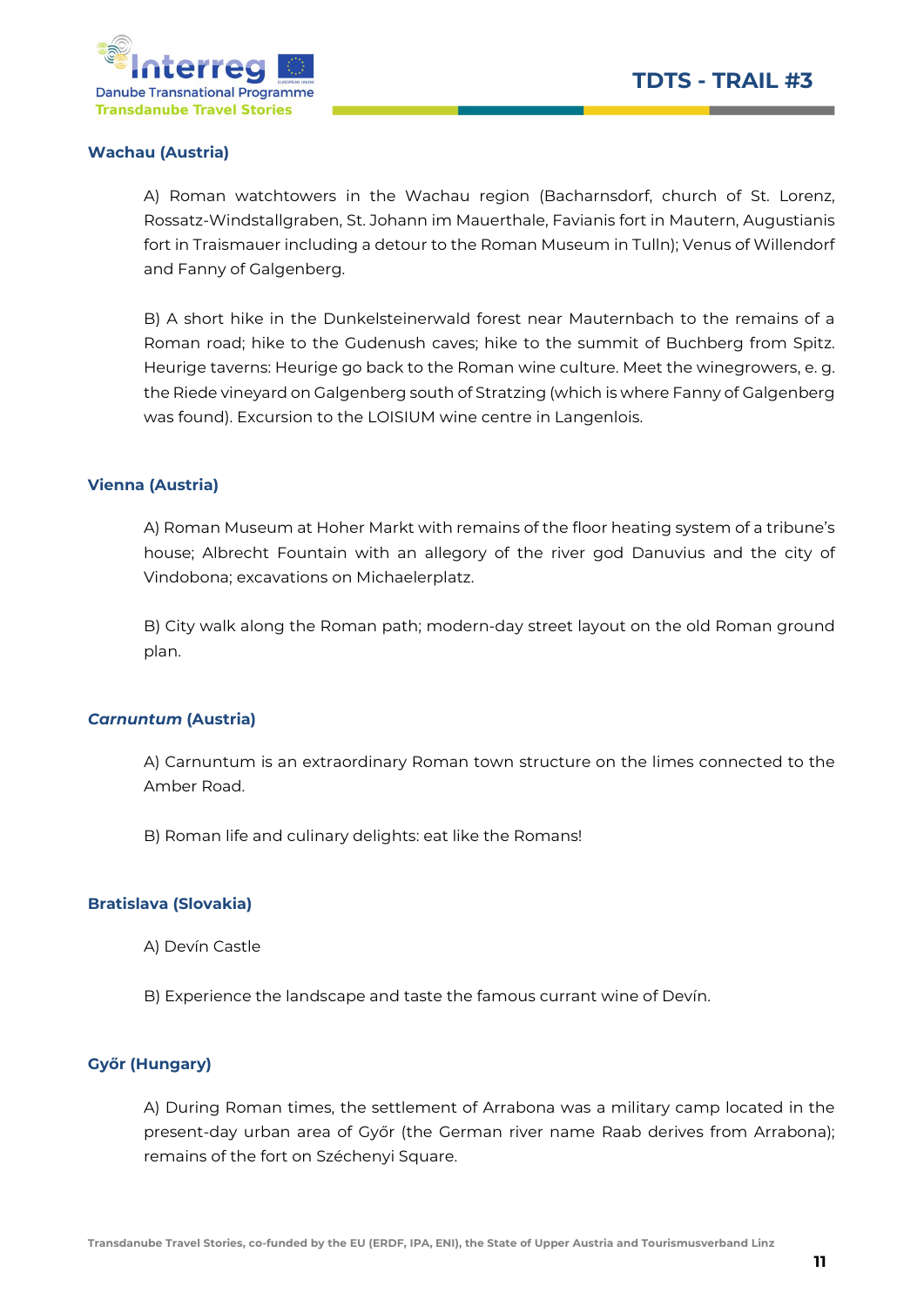### Wachau (Austria)

A) Roman watchtowers in the Wachau region (Bacharnsdorf, church of St. Lorenz, Rossatz-Windstallgraben, St. Johann im Mauerthale, Favianis fort in Mautern, Augustianis fort in Traismauer including a detour to the Roman Museum in Tulln); Venus of Willendorf and Fanny of Galgenberg.

B) A short hike in the Dunkelsteinerwald forest near Mauternbach to the remains of a Roman road; hike to the Gudenush caves; hike to the summit of Buchberg from Spitz. Heurige taverns: Heurige go back to the Roman wine culture. Meet the winegrowers, e. g. the Riede vineyard on Galgenberg south of Stratzing (which is where Fanny of Galgenberg was found). Excursion to the LOISIUM wine centre in Langenlois.

### Vienna (Austria)

A) Roman Museum at Hoher Markt with remains of the floor heating system of a tribune's house; Albrecht Fountain with an allegory of the river god Danuvius and the city of Vindobona; excavations on Michaelerplatz.

B) City walk along the Roman path; modern-day street layout on the old Roman ground plan.

### *Carnuntum* (Austria)

A) Carnuntum is an extraordinary Roman town structure on the limes connected to the Amber Road.

B) Roman life and culinary delights: eat like the Romans!

### Bratislava (Slovakia)

A) Devín Castle

B) Experience the landscape and taste the famous currant wine of Devín.

### Győr (Hungary)

A) During Roman times, the settlement of Arrabona was a military camp located in the present-day urban area of Győr (the German river name Raab derives from Arrabona); remains of the fort on Széchenyi Square.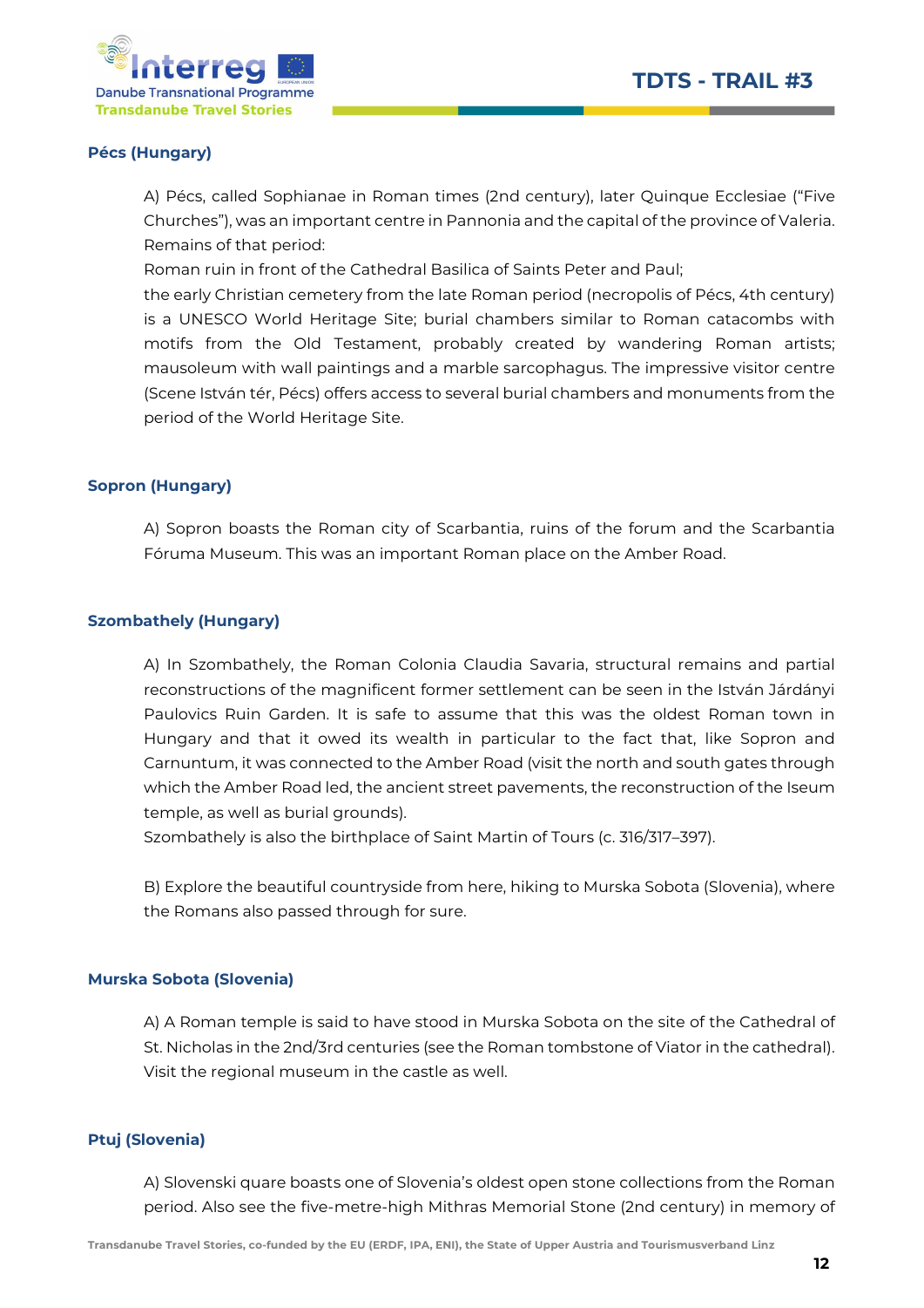### Pécs (Hungary)

A) Pécs, called Sophianae in Roman times (2nd century), later Quinque Ecclesiae ("Five Churches"), was an important centre in Pannonia and the capital of the province of Valeria. Remains of that period:
Roman ruin in front of the Cathedral Basilica of Saints Peter and Paul;
the early Christian cemetery from the late Roman period (necropolis of Pécs, 4th century) is a UNESCO World Heritage Site; burial chambers similar to Roman catacombs with motifs from the Old Testament, probably created by wandering Roman artists; mausoleum with wall paintings and a marble sarcophagus. The impressive visitor centre (Scene István tér, Pécs) offers access to several burial chambers and monuments from the period of the World Heritage Site.

### Sopron (Hungary)

A) Sopron boasts the Roman city of Scarbantia, ruins of the forum and the Scarbantia Fóruma Museum. This was an important Roman place on the Amber Road.

### Szombathely (Hungary)

A) In Szombathely, the Roman Colonia Claudia Savaria, structural remains and partial reconstructions of the magnificent former settlement can be seen in the István Járdányi Paulovics Ruin Garden. It is safe to assume that this was the oldest Roman town in Hungary and that it owed its wealth in particular to the fact that, like Sopron and Carnuntum, it was connected to the Amber Road (visit the north and south gates through which the Amber Road led, the ancient street pavements, the reconstruction of the Iseum temple, as well as burial grounds).
Szombathely is also the birthplace of Saint Martin of Tours (c. 316/317–397).

B) Explore the beautiful countryside from here, hiking to Murska Sobota (Slovenia), where the Romans also passed through for sure.

### Murska Sobota (Slovenia)

A) A Roman temple is said to have stood in Murska Sobota on the site of the Cathedral of St. Nicholas in the 2nd/3rd centuries (see the Roman tombstone of Viator in the cathedral). Visit the regional museum in the castle as well.

### Ptuj (Slovenia)

A) Slovenski quare boasts one of Slovenia's oldest open stone collections from the Roman period. Also see the five-metre-high Mithras Memorial Stone (2nd century) in memory of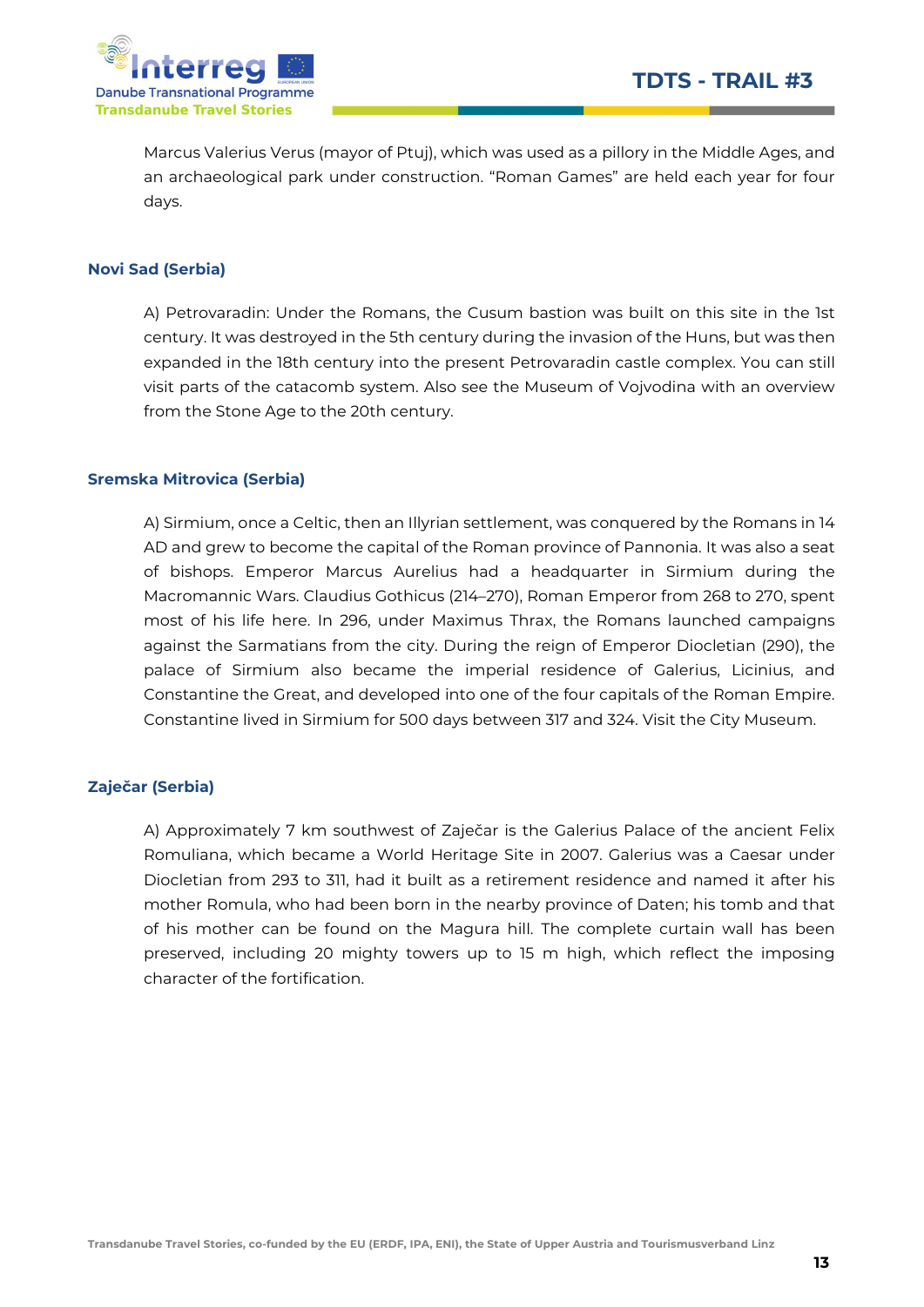Marcus Valerius Verus (mayor of Ptuj), which was used as a pillory in the Middle Ages, and an archaeological park under construction. "Roman Games" are held each year for four days.

### Novi Sad (Serbia)

A) Petrovaradin: Under the Romans, the Cusum bastion was built on this site in the 1st century. It was destroyed in the 5th century during the invasion of the Huns, but was then expanded in the 18th century into the present Petrovaradin castle complex. You can still visit parts of the catacomb system. Also see the Museum of Vojvodina with an overview from the Stone Age to the 20th century.

### Sremska Mitrovica (Serbia)

A) Sirmium, once a Celtic, then an Illyrian settlement, was conquered by the Romans in 14 AD and grew to become the capital of the Roman province of Pannonia. It was also a seat of bishops. Emperor Marcus Aurelius had a headquarter in Sirmium during the Macromannic Wars. Claudius Gothicus (214–270), Roman Emperor from 268 to 270, spent most of his life here. In 296, under Maximus Thrax, the Romans launched campaigns against the Sarmatians from the city. During the reign of Emperor Diocletian (290), the palace of Sirmium also became the imperial residence of Galerius, Licinius, and Constantine the Great, and developed into one of the four capitals of the Roman Empire. Constantine lived in Sirmium for 500 days between 317 and 324. Visit the City Museum.

### Zaječar (Serbia)

A) Approximately 7 km southwest of Zaječar is the Galerius Palace of the ancient Felix Romuliana, which became a World Heritage Site in 2007. Galerius was a Caesar under Diocletian from 293 to 311, had it built as a retirement residence and named it after his mother Romula, who had been born in the nearby province of Daten; his tomb and that of his mother can be found on the Magura hill. The complete curtain wall has been preserved, including 20 mighty towers up to 15 m high, which reflect the imposing character of the fortification.